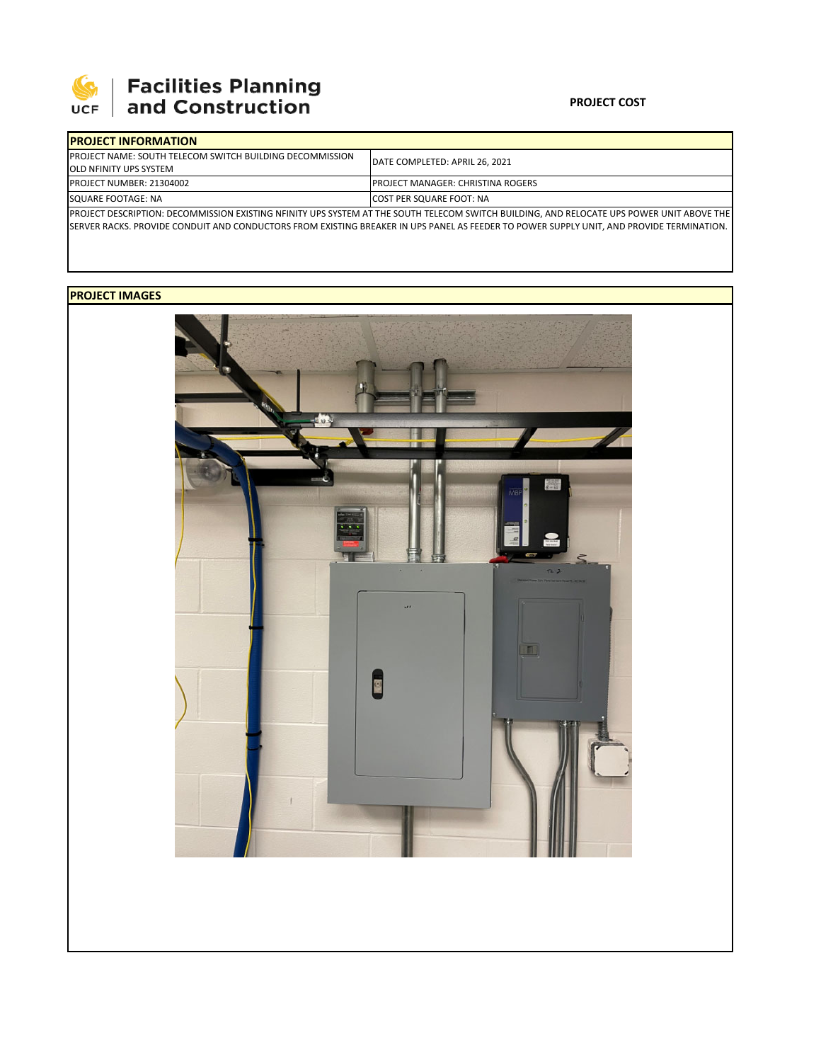# Facilities Planning and Construction

**PROJECT COST**

## PROJECT INFORMATION

| PROJECT NAME: SOUTH TELECOM SWITCH BUILDING DECOMMISSION OLD NFINITY UPS SYSTEM | DATE COMPLETED: APRIL 26, 2021 |
|---|---|
| PROJECT NUMBER: 21304002 | PROJECT MANAGER: CHRISTINA ROGERS |
| SQUARE FOOTAGE: NA | COST PER SQUARE FOOT: NA |

PROJECT DESCRIPTION: DECOMMISSION EXISTING NFINITY UPS SYSTEM AT THE SOUTH TELECOM SWITCH BUILDING, AND RELOCATE UPS POWER UNIT ABOVE THE SERVER RACKS. PROVIDE CONDUIT AND CONDUCTORS FROM EXISTING BREAKER IN UPS PANEL AS FEEDER TO POWER SUPPLY UNIT, AND PROVIDE TERMINATION.

## PROJECT IMAGES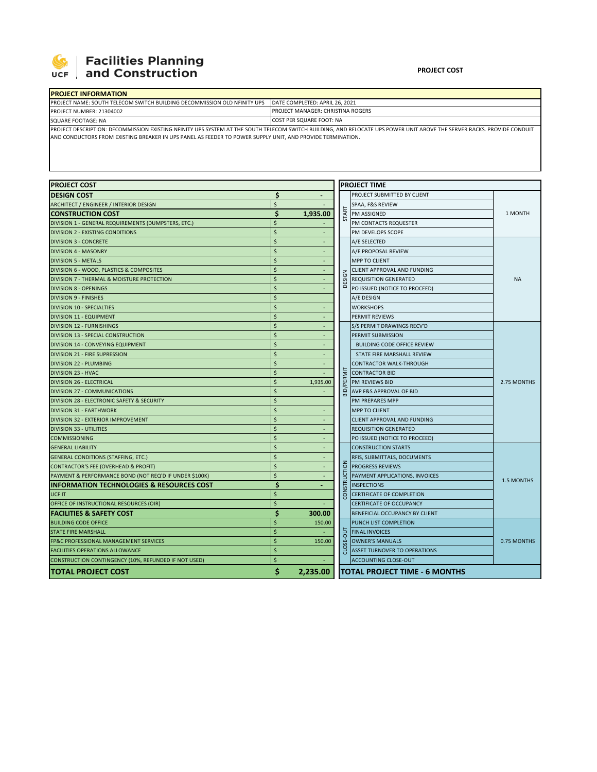**Facilities Planning and Construction**

UCF

**PROJECT COST**

| **PROJECT INFORMATION** | |
|---|---|
| PROJECT NAME: SOUTH TELECOM SWITCH BUILDING DECOMMISSION OLD NFINITY UPS | DATE COMPLETED: APRIL 26, 2021 |
| PROJECT NUMBER: 21304002 | PROJECT MANAGER: CHRISTINA ROGERS |
| SQUARE FOOTAGE: NA | COST PER SQUARE FOOT: NA |
| PROJECT DESCRIPTION: DECOMMISSION EXISTING NFINITY UPS SYSTEM AT THE SOUTH TELECOM SWITCH BUILDING, AND RELOCATE UPS POWER UNIT ABOVE THE SERVER RACKS. PROVIDE CONDUIT AND CONDUCTORS FROM EXISTING BREAKER IN UPS PANEL AS FEEDER TO POWER SUPPLY UNIT, AND PROVIDE TERMINATION. | |

| **PROJECT COST** | |
|---|---|
| **DESIGN COST** | **$ -** |
| ARCHITECT / ENGINEER / INTERIOR DESIGN | $ - |
| **CONSTRUCTION COST** | **$ 1,935.00** |
| DIVISION 1 - GENERAL REQUIREMENTS (DUMPSTERS, ETC.) | $ - |
| DIVISION 2 - EXISTING CONDITIONS | $ - |
| DIVISION 3 - CONCRETE | $ - |
| DIVISION 4 - MASONRY | $ - |
| DIVISION 5 - METALS | $ - |
| DIVISION 6 - WOOD, PLASTICS & COMPOSITES | $ - |
| DIVISION 7 - THERMAL & MOISTURE PROTECTION | $ - |
| DIVISION 8 - OPENINGS | $ - |
| DIVISION 9 - FINISHES | $ |
| DIVISION 10 - SPECIALTIES | $ - |
| DIVISION 11 - EQUIPMENT | $ - |
| DIVISION 12 - FURNISHINGS | $ - |
| DIVISION 13 - SPECIAL CONSTRUCTION | $ - |
| DIVISION 14 - CONVEYING EQUIPMENT | $ - |
| DIVISION 21 - FIRE SUPRESSION | $ - |
| DIVISION 22 - PLUMBING | $ - |
| DIVISION 23 - HVAC | $ - |
| DIVISION 26 - ELECTRICAL | $ 1,935.00 |
| DIVISION 27 - COMMUNICATIONS | $ - |
| DIVISION 28 - ELECTRONIC SAFETY & SECURITY | $ |
| DIVISION 31 - EARTHWORK | $ - |
| DIVISION 32 - EXTERIOR IMPROVEMENT | $ - |
| DIVISION 33 - UTILITIES | $ - |
| COMMISSIONING | $ - |
| GENERAL LIABILITY | $ - |
| GENERAL CONDITIONS (STAFFING, ETC.) | $ - |
| CONTRACTOR'S FEE (OVERHEAD & PROFIT) | $ - |
| PAYMENT & PERFORMANCE BOND (NOT REQ'D IF UNDER $100K) | $ - |
| **INFORMATION TECHNOLOGIES & RESOURCES COST** | **$ -** |
| UCF IT | $ |
| OFFICE OF INSTRUCTIONAL RESOURCES (OIR) | $ - |
| **FACILITIES & SAFETY COST** | **$ 300.00** |
| BUILDING CODE OFFICE | $ 150.00 |
| STATE FIRE MARSHALL | $ - |
| FP&C PROFESSIONAL MANAGEMENT SERVICES | $ 150.00 |
| FACILITIES OPERATIONS ALLOWANCE | $ |
| CONSTRUCTION CONTINGENCY (10%, REFUNDED IF NOT USED) | $ - |
| **TOTAL PROJECT COST** | **$ 2,235.00** |

| **PROJECT TIME** | | |
|---|---|---|
| START | PROJECT SUBMITTED BY CLIENT | 1 MONTH |
| | SPAA, F&S REVIEW | |
| | PM ASSIGNED | |
| | PM CONTACTS REQUESTER | |
| | PM DEVELOPS SCOPE | |
| DESIGN | A/E SELECTED | NA |
| | A/E PROPOSAL REVIEW | |
| | MPP TO CLIENT | |
| | CLIENT APPROVAL AND FUNDING | |
| | REQUISITION GENERATED | |
| | PO ISSUED (NOTICE TO PROCEED) | |
| | A/E DESIGN | |
| | WORKSHOPS | |
| | PERMIT REVIEWS | |
| BID/PERMIT | S/S PERMIT DRAWINGS RECV'D | 2.75 MONTHS |
| | PERMIT SUBMISSION | |
| | BUILDING CODE OFFICE REVIEW | |
| | STATE FIRE MARSHALL REVIEW | |
| | CONTRACTOR WALK-THROUGH | |
| | CONTRACTOR BID | |
| | PM REVIEWS BID | |
| | AVP F&S APPROVAL OF BID | |
| | PM PREPARES MPP | |
| | MPP TO CLIENT | |
| | CLIENT APPROVAL AND FUNDING | |
| | REQUISITION GENERATED | |
| | PO ISSUED (NOTICE TO PROCEED) | |
| CONSTRUCTION | CONSTRUCTION STARTS | 1.5 MONTHS |
| | RFIS, SUBMITTALS, DOCUMENTS | |
| | PROGRESS REVIEWS | |
| | PAYMENT APPLICATIONS, INVOICES | |
| | INSPECTIONS | |
| | CERTIFICATE OF COMPLETION | |
| | CERTIFICATE OF OCCUPANCY | |
| | BENEFICIAL OCCUPANCY BY CLIENT | |
| CLOSE-OUT | PUNCH LIST COMPLETION | 0.75 MONTHS |
| | FINAL INVOICES | |
| | OWNER'S MANUALS | |
| | ASSET TURNOVER TO OPERATIONS | |
| | ACCOUNTING CLOSE-OUT | |
| **TOTAL PROJECT TIME - 6 MONTHS** | | |